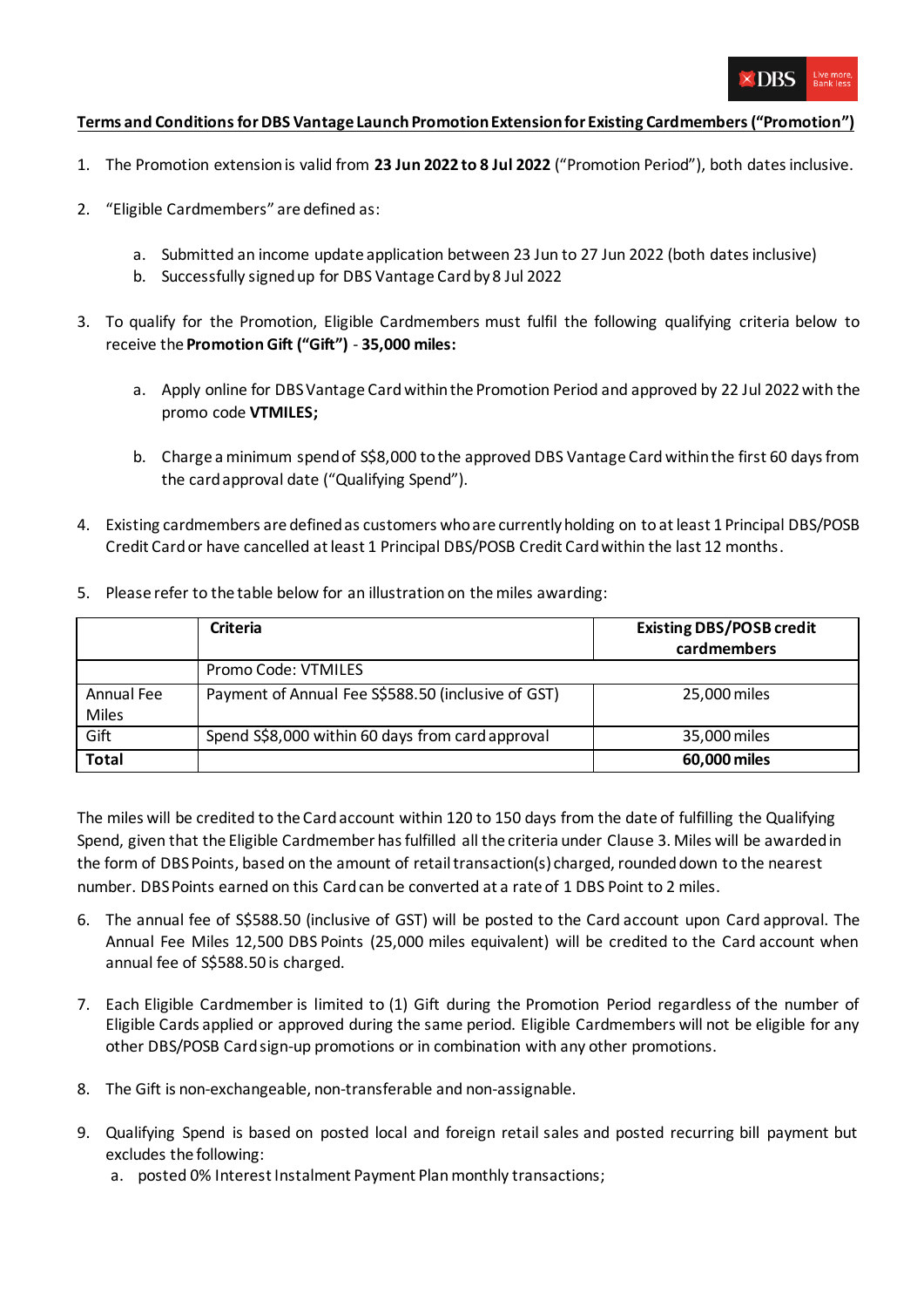## Terms and Conditions for DBS Vantage Launch Promotion Extension for Existing Cardmembers ("Promotion")

1. The Promotion extension is valid from **23 Jun 2022 to 8 Jul 2022** ("Promotion Period"), both dates inclusive.

2. "Eligible Cardmembers" are defined as:

   a. Submitted an income update application between 23 Jun to 27 Jun 2022 (both dates inclusive)
   b. Successfully signed up for DBS Vantage Card by 8 Jul 2022

3. To qualify for the Promotion, Eligible Cardmembers must fulfil the following qualifying criteria below to receive the **Promotion Gift ("Gift")** - **35,000 miles:**

   a. Apply online for DBS Vantage Card within the Promotion Period and approved by 22 Jul 2022 with the promo code **VTMILES;**

   b. Charge a minimum spend of S$8,000 to the approved DBS Vantage Card within the first 60 days from the card approval date ("Qualifying Spend").

4. Existing cardmembers are defined as customers who are currently holding on to at least 1 Principal DBS/POSB Credit Card or have cancelled at least 1 Principal DBS/POSB Credit Card within the last 12 months.

5. Please refer to the table below for an illustration on the miles awarding:

| | **Criteria** | **Existing DBS/POSB credit cardmembers** |
|---|---|---|
| | Promo Code: VTMILES | |
| Annual Fee Miles | Payment of Annual Fee S$588.50 (inclusive of GST) | 25,000 miles |
| Gift | Spend S$8,000 within 60 days from card approval | 35,000 miles |
| **Total** | | **60,000 miles** |

The miles will be credited to the Card account within 120 to 150 days from the date of fulfilling the Qualifying Spend, given that the Eligible Cardmember has fulfilled all the criteria under Clause 3. Miles will be awarded in the form of DBS Points, based on the amount of retail transaction(s) charged, rounded down to the nearest number. DBS Points earned on this Card can be converted at a rate of 1 DBS Point to 2 miles.

6. The annual fee of S$588.50 (inclusive of GST) will be posted to the Card account upon Card approval. The Annual Fee Miles 12,500 DBS Points (25,000 miles equivalent) will be credited to the Card account when annual fee of S$588.50 is charged.

7. Each Eligible Cardmember is limited to (1) Gift during the Promotion Period regardless of the number of Eligible Cards applied or approved during the same period. Eligible Cardmembers will not be eligible for any other DBS/POSB Card sign-up promotions or in combination with any other promotions.

8. The Gift is non-exchangeable, non-transferable and non-assignable.

9. Qualifying Spend is based on posted local and foreign retail sales and posted recurring bill payment but excludes the following:
   a. posted 0% Interest Instalment Payment Plan monthly transactions;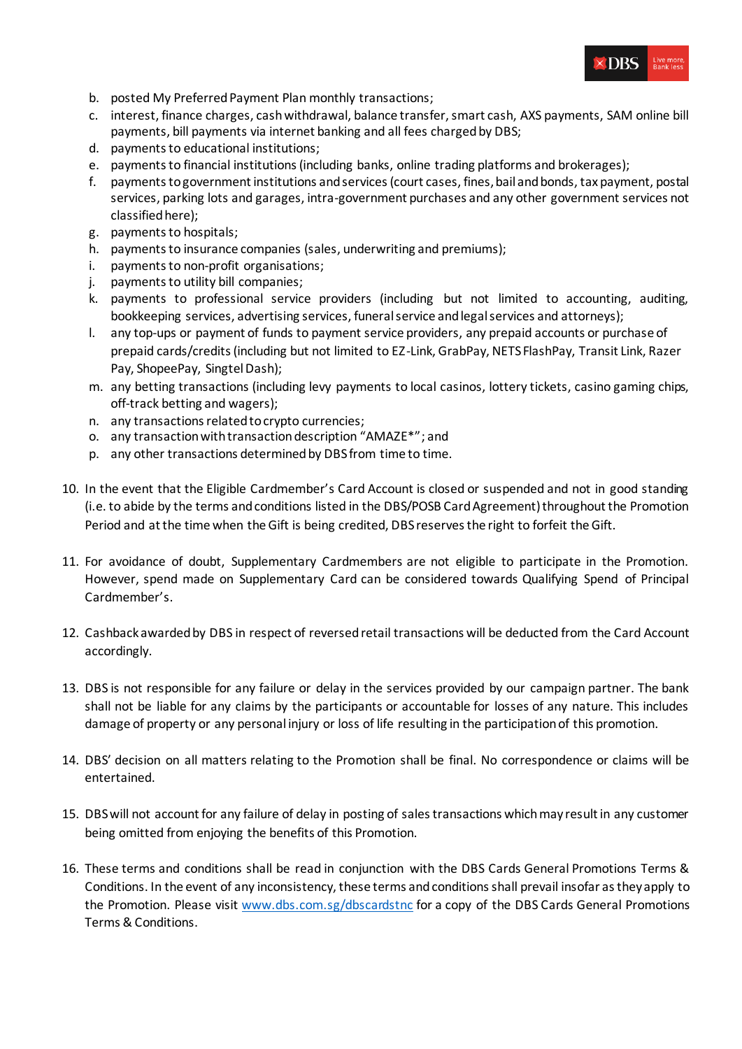b. posted My Preferred Payment Plan monthly transactions;
c. interest, finance charges, cash withdrawal, balance transfer, smart cash, AXS payments, SAM online bill payments, bill payments via internet banking and all fees charged by DBS;
d. payments to educational institutions;
e. payments to financial institutions (including banks, online trading platforms and brokerages);
f. payments to government institutions and services (court cases, fines, bail and bonds, tax payment, postal services, parking lots and garages, intra-government purchases and any other government services not classified here);
g. payments to hospitals;
h. payments to insurance companies (sales, underwriting and premiums);
i. payments to non-profit organisations;
j. payments to utility bill companies;
k. payments to professional service providers (including but not limited to accounting, auditing, bookkeeping services, advertising services, funeral service and legal services and attorneys);
l. any top-ups or payment of funds to payment service providers, any prepaid accounts or purchase of prepaid cards/credits (including but not limited to EZ-Link, GrabPay, NETS FlashPay, Transit Link, Razer Pay, ShopeePay, Singtel Dash);
m. any betting transactions (including levy payments to local casinos, lottery tickets, casino gaming chips, off-track betting and wagers);
n. any transactions related to crypto currencies;
o. any transaction with transaction description "AMAZE*"; and
p. any other transactions determined by DBS from time to time.

10. In the event that the Eligible Cardmember's Card Account is closed or suspended and not in good standing (i.e. to abide by the terms and conditions listed in the DBS/POSB Card Agreement) throughout the Promotion Period and at the time when the Gift is being credited, DBS reserves the right to forfeit the Gift.

11. For avoidance of doubt, Supplementary Cardmembers are not eligible to participate in the Promotion. However, spend made on Supplementary Card can be considered towards Qualifying Spend of Principal Cardmember's.

12. Cashback awarded by DBS in respect of reversed retail transactions will be deducted from the Card Account accordingly.

13. DBS is not responsible for any failure or delay in the services provided by our campaign partner. The bank shall not be liable for any claims by the participants or accountable for losses of any nature. This includes damage of property or any personal injury or loss of life resulting in the participation of this promotion.

14. DBS' decision on all matters relating to the Promotion shall be final. No correspondence or claims will be entertained.

15. DBS will not account for any failure of delay in posting of sales transactions which may result in any customer being omitted from enjoying the benefits of this Promotion.

16. These terms and conditions shall be read in conjunction with the DBS Cards General Promotions Terms & Conditions. In the event of any inconsistency, these terms and conditions shall prevail insofar as they apply to the Promotion. Please visit [www.dbs.com.sg/dbscardstnc](http://www.dbs.com.sg/dbscardstnc) for a copy of the DBS Cards General Promotions Terms & Conditions.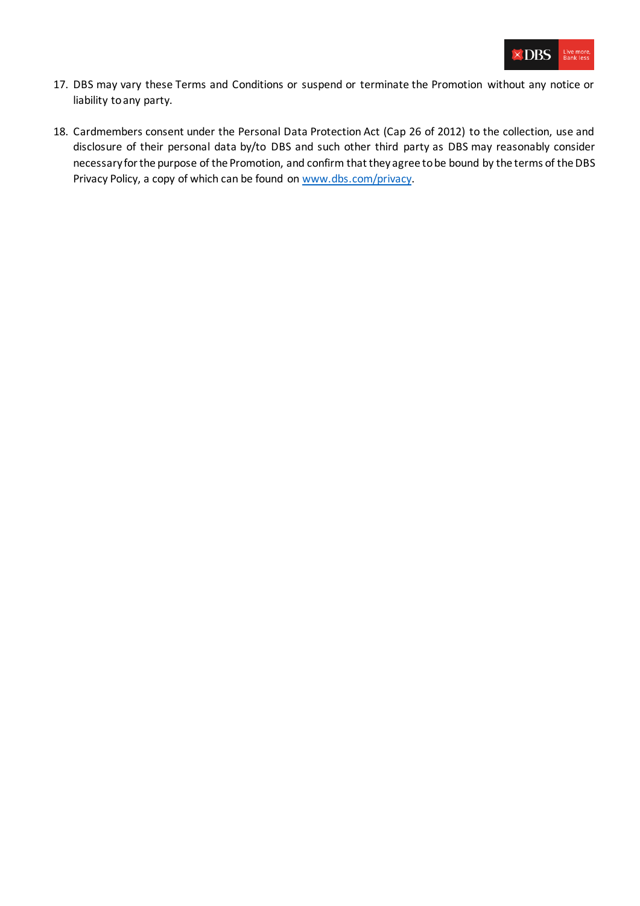17. DBS may vary these Terms and Conditions or suspend or terminate the Promotion without any notice or liability to any party.

18. Cardmembers consent under the Personal Data Protection Act (Cap 26 of 2012) to the collection, use and disclosure of their personal data by/to DBS and such other third party as DBS may reasonably consider necessary for the purpose of the Promotion, and confirm that they agree to be bound by the terms of the DBS Privacy Policy, a copy of which can be found on [www.dbs.com/privacy](http://www.dbs.com/privacy).